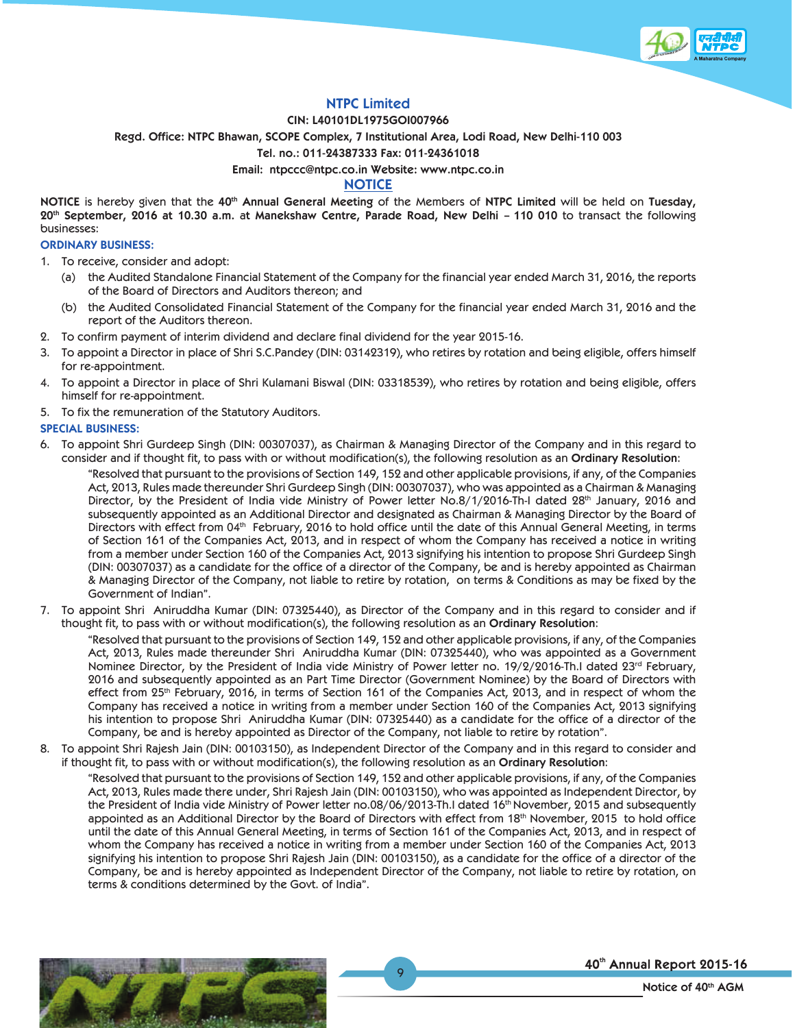# NTPC Limited

**CIN: L40101DL1975GOI007966**

**Regd. Office: NTPC Bhawan, SCOPE Complex, 7 Institutional Area, Lodi Road, New Delhi-110 003**

**Tel. no.: 011-24387333 Fax: 011-24361018**

**Email: ntpccc@ntpc.co.in Website: www.ntpc.co.in**

## NOTICE

**NOTICE** is hereby given that the **40th Annual General Meeting** of the Members of **NTPC Limited** will be held on **Tuesday, 20th September, 2016 at 10.30 a.m.** at **Manekshaw Centre, Parade Road, New Delhi – 110 010** to transact the following businesses:

### ORDINARY BUSINESS:

1. To receive, consider and adopt:
   (a) the Audited Standalone Financial Statement of the Company for the financial year ended March 31, 2016, the reports of the Board of Directors and Auditors thereon; and
   (b) the Audited Consolidated Financial Statement of the Company for the financial year ended March 31, 2016 and the report of the Auditors thereon.
2. To confirm payment of interim dividend and declare final dividend for the year 2015-16.
3. To appoint a Director in place of Shri S.C.Pandey (DIN: 03142319), who retires by rotation and being eligible, offers himself for re-appointment.
4. To appoint a Director in place of Shri Kulamani Biswal (DIN: 03318539), who retires by rotation and being eligible, offers himself for re-appointment.
5. To fix the remuneration of the Statutory Auditors.

### SPECIAL BUSINESS:

6. To appoint Shri Gurdeep Singh (DIN: 00307037), as Chairman & Managing Director of the Company and in this regard to consider and if thought fit, to pass with or without modification(s), the following resolution as an **Ordinary Resolution**:

   "Resolved that pursuant to the provisions of Section 149, 152 and other applicable provisions, if any, of the Companies Act, 2013, Rules made thereunder Shri Gurdeep Singh (DIN: 00307037), who was appointed as a Chairman & Managing Director, by the President of India vide Ministry of Power letter No.8/1/2016-Th-I dated 28th January, 2016 and subsequently appointed as an Additional Director and designated as Chairman & Managing Director by the Board of Directors with effect from 04th February, 2016 to hold office until the date of this Annual General Meeting, in terms of Section 161 of the Companies Act, 2013, and in respect of whom the Company has received a notice in writing from a member under Section 160 of the Companies Act, 2013 signifying his intention to propose Shri Gurdeep Singh (DIN: 00307037) as a candidate for the office of a director of the Company, be and is hereby appointed as Chairman & Managing Director of the Company, not liable to retire by rotation, on terms & Conditions as may be fixed by the Government of Indian".

7. To appoint Shri Aniruddha Kumar (DIN: 07325440), as Director of the Company and in this regard to consider and if thought fit, to pass with or without modification(s), the following resolution as an **Ordinary Resolution**:

   "Resolved that pursuant to the provisions of Section 149, 152 and other applicable provisions, if any, of the Companies Act, 2013, Rules made thereunder Shri Aniruddha Kumar (DIN: 07325440), who was appointed as a Government Nominee Director, by the President of India vide Ministry of Power letter no. 19/2/2016-Th.I dated 23rd February, 2016 and subsequently appointed as an Part Time Director (Government Nominee) by the Board of Directors with effect from 25th February, 2016, in terms of Section 161 of the Companies Act, 2013, and in respect of whom the Company has received a notice in writing from a member under Section 160 of the Companies Act, 2013 signifying his intention to propose Shri Aniruddha Kumar (DIN: 07325440) as a candidate for the office of a director of the Company, be and is hereby appointed as Director of the Company, not liable to retire by rotation".

8. To appoint Shri Rajesh Jain (DIN: 00103150), as Independent Director of the Company and in this regard to consider and if thought fit, to pass with or without modification(s), the following resolution as an **Ordinary Resolution**:

   "Resolved that pursuant to the provisions of Section 149, 152 and other applicable provisions, if any, of the Companies Act, 2013, Rules made there under, Shri Rajesh Jain (DIN: 00103150), who was appointed as Independent Director, by the President of India vide Ministry of Power letter no.08/06/2013-Th.I dated 16th November, 2015 and subsequently appointed as an Additional Director by the Board of Directors with effect from 18th November, 2015 to hold office until the date of this Annual General Meeting, in terms of Section 161 of the Companies Act, 2013, and in respect of whom the Company has received a notice in writing from a member under Section 160 of the Companies Act, 2013 signifying his intention to propose Shri Rajesh Jain (DIN: 00103150), as a candidate for the office of a director of the Company, be and is hereby appointed as Independent Director of the Company, not liable to retire by rotation, on terms & conditions determined by the Govt. of India".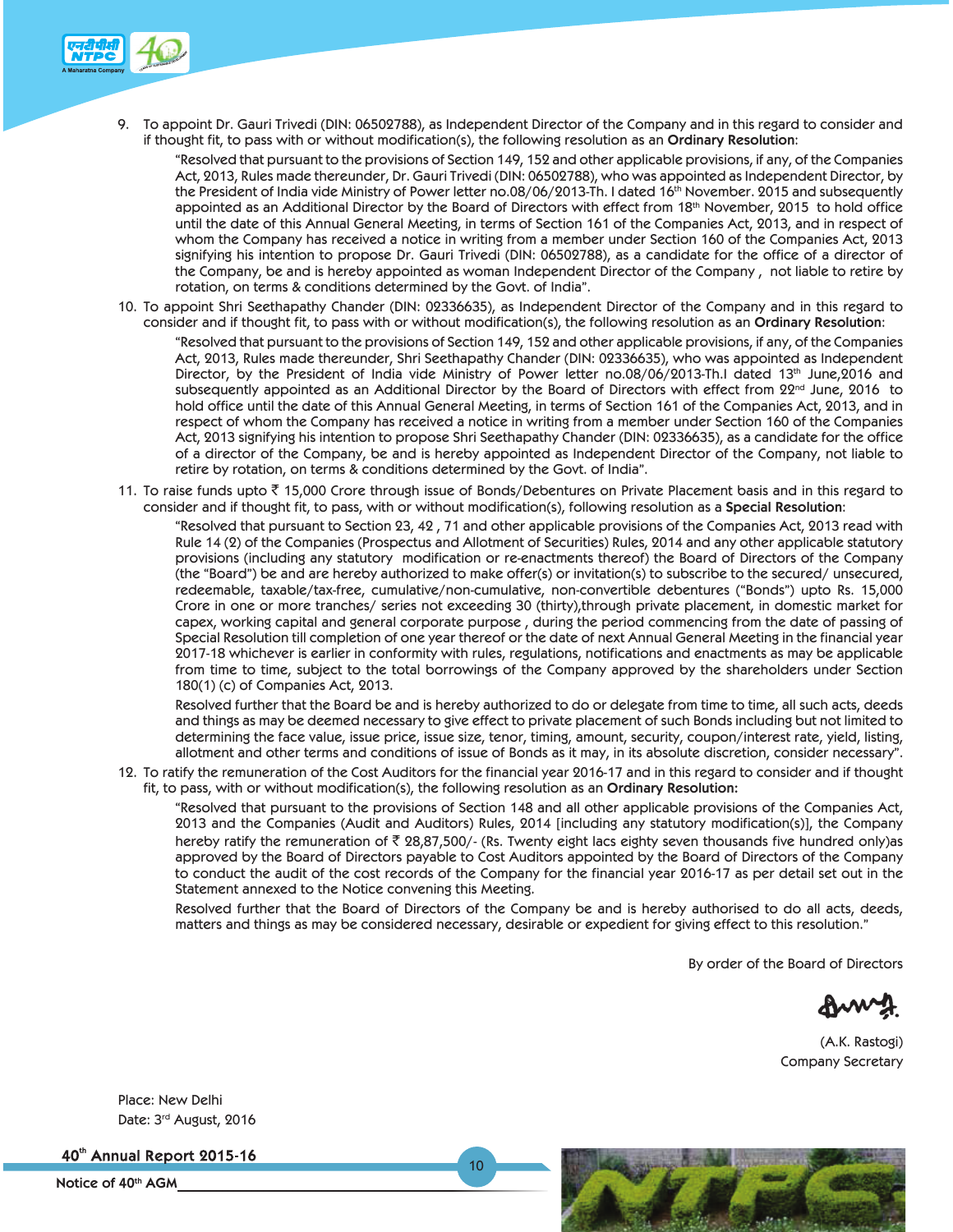9. To appoint Dr. Gauri Trivedi (DIN: 06502788), as Independent Director of the Company and in this regard to consider and if thought fit, to pass with or without modification(s), the following resolution as an **Ordinary Resolution**:

   "Resolved that pursuant to the provisions of Section 149, 152 and other applicable provisions, if any, of the Companies Act, 2013, Rules made thereunder, Dr. Gauri Trivedi (DIN: 06502788), who was appointed as Independent Director, by the President of India vide Ministry of Power letter no.08/06/2013-Th. I dated 16th November. 2015 and subsequently appointed as an Additional Director by the Board of Directors with effect from 18th November, 2015 to hold office until the date of this Annual General Meeting, in terms of Section 161 of the Companies Act, 2013, and in respect of whom the Company has received a notice in writing from a member under Section 160 of the Companies Act, 2013 signifying his intention to propose Dr. Gauri Trivedi (DIN: 06502788), as a candidate for the office of a director of the Company, be and is hereby appointed as woman Independent Director of the Company , not liable to retire by rotation, on terms & conditions determined by the Govt. of India".

10. To appoint Shri Seethapathy Chander (DIN: 02336635), as Independent Director of the Company and in this regard to consider and if thought fit, to pass with or without modification(s), the following resolution as an **Ordinary Resolution**:

    "Resolved that pursuant to the provisions of Section 149, 152 and other applicable provisions, if any, of the Companies Act, 2013, Rules made thereunder, Shri Seethapathy Chander (DIN: 02336635), who was appointed as Independent Director, by the President of India vide Ministry of Power letter no.08/06/2013-Th.I dated 13th June,2016 and subsequently appointed as an Additional Director by the Board of Directors with effect from 22nd June, 2016 to hold office until the date of this Annual General Meeting, in terms of Section 161 of the Companies Act, 2013, and in respect of whom the Company has received a notice in writing from a member under Section 160 of the Companies Act, 2013 signifying his intention to propose Shri Seethapathy Chander (DIN: 02336635), as a candidate for the office of a director of the Company, be and is hereby appointed as Independent Director of the Company, not liable to retire by rotation, on terms & conditions determined by the Govt. of India".

11. To raise funds upto ₹ 15,000 Crore through issue of Bonds/Debentures on Private Placement basis and in this regard to consider and if thought fit, to pass, with or without modification(s), following resolution as a **Special Resolution**:

    "Resolved that pursuant to Section 23, 42 , 71 and other applicable provisions of the Companies Act, 2013 read with Rule 14 (2) of the Companies (Prospectus and Allotment of Securities) Rules, 2014 and any other applicable statutory provisions (including any statutory modification or re-enactments thereof) the Board of Directors of the Company (the "Board") be and are hereby authorized to make offer(s) or invitation(s) to subscribe to the secured/ unsecured, redeemable, taxable/tax-free, cumulative/non-cumulative, non-convertible debentures ("Bonds") upto Rs. 15,000 Crore in one or more tranches/ series not exceeding 30 (thirty),through private placement, in domestic market for capex, working capital and general corporate purpose , during the period commencing from the date of passing of Special Resolution till completion of one year thereof or the date of next Annual General Meeting in the financial year 2017-18 whichever is earlier in conformity with rules, regulations, notifications and enactments as may be applicable from time to time, subject to the total borrowings of the Company approved by the shareholders under Section 180(1) (c) of Companies Act, 2013.

    Resolved further that the Board be and is hereby authorized to do or delegate from time to time, all such acts, deeds and things as may be deemed necessary to give effect to private placement of such Bonds including but not limited to determining the face value, issue price, issue size, tenor, timing, amount, security, coupon/interest rate, yield, listing, allotment and other terms and conditions of issue of Bonds as it may, in its absolute discretion, consider necessary".

12. To ratify the remuneration of the Cost Auditors for the financial year 2016-17 and in this regard to consider and if thought fit, to pass, with or without modification(s), the following resolution as an **Ordinary Resolution:**

    "Resolved that pursuant to the provisions of Section 148 and all other applicable provisions of the Companies Act, 2013 and the Companies (Audit and Auditors) Rules, 2014 [including any statutory modification(s)], the Company hereby ratify the remuneration of ₹ 28,87,500/- (Rs. Twenty eight lacs eighty seven thousands five hundred only)as approved by the Board of Directors payable to Cost Auditors appointed by the Board of Directors of the Company to conduct the audit of the cost records of the Company for the financial year 2016-17 as per detail set out in the Statement annexed to the Notice convening this Meeting.

    Resolved further that the Board of Directors of the Company be and is hereby authorised to do all acts, deeds, matters and things as may be considered necessary, desirable or expedient for giving effect to this resolution."

By order of the Board of Directors

(A.K. Rastogi)
Company Secretary

Place: New Delhi
Date: 3rd August, 2016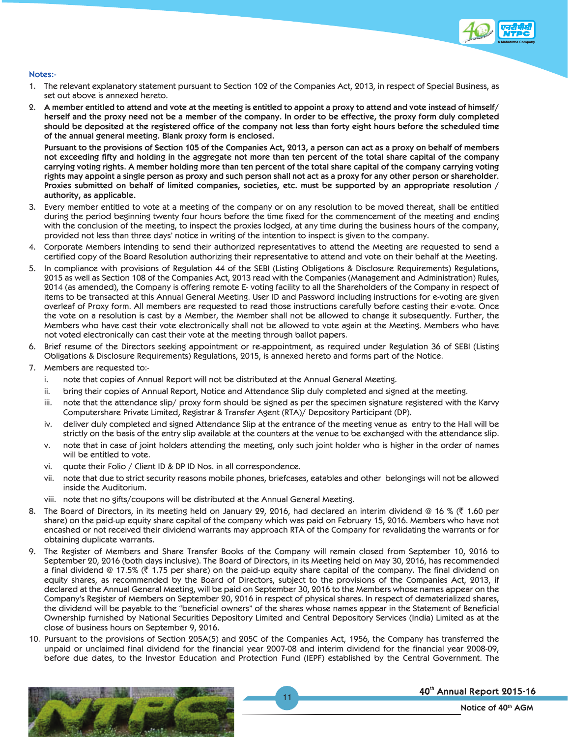**Notes:-**

1. The relevant explanatory statement pursuant to Section 102 of the Companies Act, 2013, in respect of Special Business, as set out above is annexed hereto.
2. **A member entitled to attend and vote at the meeting is entitled to appoint a proxy to attend and vote instead of himself/ herself and the proxy need not be a member of the company. In order to be effective, the proxy form duly completed should be deposited at the registered office of the company not less than forty eight hours before the scheduled time of the annual general meeting. Blank proxy form is enclosed.**

   **Pursuant to the provisions of Section 105 of the Companies Act, 2013, a person can act as a proxy on behalf of members not exceeding fifty and holding in the aggregate not more than ten percent of the total share capital of the company carrying voting rights. A member holding more than ten percent of the total share capital of the company carrying voting rights may appoint a single person as proxy and such person shall not act as a proxy for any other person or shareholder. Proxies submitted on behalf of limited companies, societies, etc. must be supported by an appropriate resolution / authority, as applicable.**
3. Every member entitled to vote at a meeting of the company or on any resolution to be moved thereat, shall be entitled during the period beginning twenty four hours before the time fixed for the commencement of the meeting and ending with the conclusion of the meeting, to inspect the proxies lodged, at any time during the business hours of the company, provided not less than three days' notice in writing of the intention to inspect is given to the company.
4. Corporate Members intending to send their authorized representatives to attend the Meeting are requested to send a certified copy of the Board Resolution authorizing their representative to attend and vote on their behalf at the Meeting.
5. In compliance with provisions of Regulation 44 of the SEBI (Listing Obligations & Disclosure Requirements) Regulations, 2015 as well as Section 108 of the Companies Act, 2013 read with the Companies (Management and Administration) Rules, 2014 (as amended), the Company is offering remote E- voting facility to all the Shareholders of the Company in respect of items to be transacted at this Annual General Meeting. User ID and Password including instructions for e-voting are given overleaf of Proxy form. All members are requested to read those instructions carefully before casting their e-vote. Once the vote on a resolution is cast by a Member, the Member shall not be allowed to change it subsequently. Further, the Members who have cast their vote electronically shall not be allowed to vote again at the Meeting. Members who have not voted electronically can cast their vote at the meeting through ballot papers.
6. Brief resume of the Directors seeking appointment or re-appointment, as required under Regulation 36 of SEBI (Listing Obligations & Disclosure Requirements) Regulations, 2015, is annexed hereto and forms part of the Notice.
7. Members are requested to:-
   i. note that copies of Annual Report will not be distributed at the Annual General Meeting.
   ii. bring their copies of Annual Report, Notice and Attendance Slip duly completed and signed at the meeting.
   iii. note that the attendance slip/ proxy form should be signed as per the specimen signature registered with the Karvy Computershare Private Limited, Registrar & Transfer Agent (RTA)/ Depository Participant (DP).
   iv. deliver duly completed and signed Attendance Slip at the entrance of the meeting venue as entry to the Hall will be strictly on the basis of the entry slip available at the counters at the venue to be exchanged with the attendance slip.
   v. note that in case of joint holders attending the meeting, only such joint holder who is higher in the order of names will be entitled to vote.
   vi. quote their Folio / Client ID & DP ID Nos. in all correspondence.
   vii. note that due to strict security reasons mobile phones, briefcases, eatables and other belongings will not be allowed inside the Auditorium.
   viii. note that no gifts/coupons will be distributed at the Annual General Meeting.
8. The Board of Directors, in its meeting held on January 29, 2016, had declared an interim dividend @ 16 % (₹ 1.60 per share) on the paid-up equity share capital of the company which was paid on February 15, 2016. Members who have not encashed or not received their dividend warrants may approach RTA of the Company for revalidating the warrants or for obtaining duplicate warrants.
9. The Register of Members and Share Transfer Books of the Company will remain closed from September 10, 2016 to September 20, 2016 (both days inclusive). The Board of Directors, in its Meeting held on May 30, 2016, has recommended a final dividend @ 17.5% (₹ 1.75 per share) on the paid-up equity share capital of the company. The final dividend on equity shares, as recommended by the Board of Directors, subject to the provisions of the Companies Act, 2013, if declared at the Annual General Meeting, will be paid on September 30, 2016 to the Members whose names appear on the Company's Register of Members on September 20, 2016 in respect of physical shares. In respect of dematerialized shares, the dividend will be payable to the "beneficial owners" of the shares whose names appear in the Statement of Beneficial Ownership furnished by National Securities Depository Limited and Central Depository Services (India) Limited as at the close of business hours on September 9, 2016.
10. Pursuant to the provisions of Section 205A(5) and 205C of the Companies Act, 1956, the Company has transferred the unpaid or unclaimed final dividend for the financial year 2007-08 and interim dividend for the financial year 2008-09, before due dates, to the Investor Education and Protection Fund (IEPF) established by the Central Government. The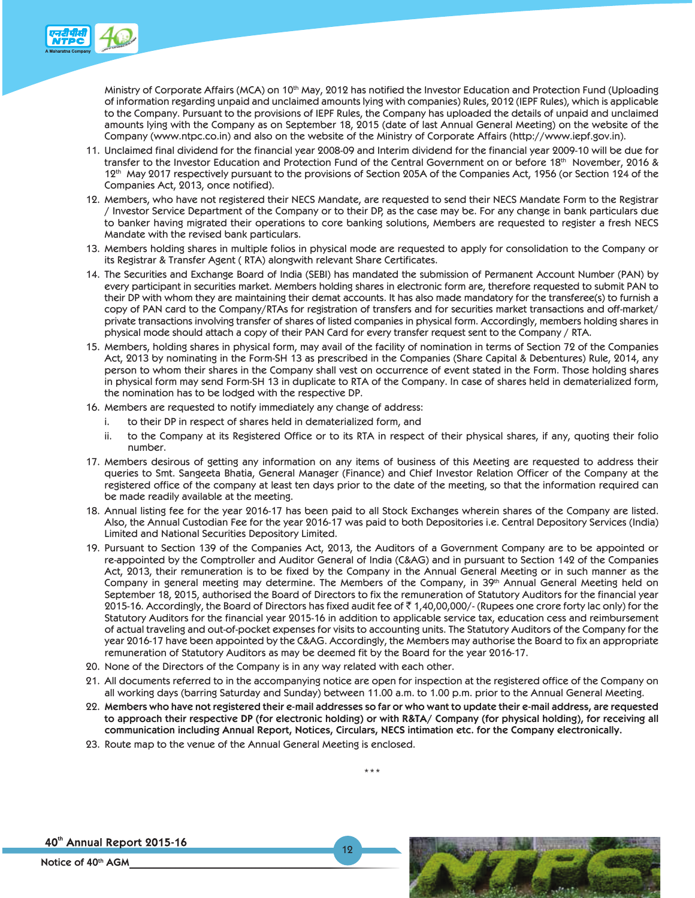Ministry of Corporate Affairs (MCA) on 10th May, 2012 has notified the Investor Education and Protection Fund (Uploading of information regarding unpaid and unclaimed amounts lying with companies) Rules, 2012 (IEPF Rules), which is applicable to the Company. Pursuant to the provisions of IEPF Rules, the Company has uploaded the details of unpaid and unclaimed amounts lying with the Company as on September 18, 2015 (date of last Annual General Meeting) on the website of the Company (www.ntpc.co.in) and also on the website of the Ministry of Corporate Affairs (http://www.iepf.gov.in).

11. Unclaimed final dividend for the financial year 2008-09 and Interim dividend for the financial year 2009-10 will be due for transfer to the Investor Education and Protection Fund of the Central Government on or before 18th November, 2016 & 12th May 2017 respectively pursuant to the provisions of Section 205A of the Companies Act, 1956 (or Section 124 of the Companies Act, 2013, once notified).
12. Members, who have not registered their NECS Mandate, are requested to send their NECS Mandate Form to the Registrar / Investor Service Department of the Company or to their DP, as the case may be. For any change in bank particulars due to banker having migrated their operations to core banking solutions, Members are requested to register a fresh NECS Mandate with the revised bank particulars.
13. Members holding shares in multiple folios in physical mode are requested to apply for consolidation to the Company or its Registrar & Transfer Agent ( RTA) alongwith relevant Share Certificates.
14. The Securities and Exchange Board of India (SEBI) has mandated the submission of Permanent Account Number (PAN) by every participant in securities market. Members holding shares in electronic form are, therefore requested to submit PAN to their DP with whom they are maintaining their demat accounts. It has also made mandatory for the transferee(s) to furnish a copy of PAN card to the Company/RTAs for registration of transfers and for securities market transactions and off-market/ private transactions involving transfer of shares of listed companies in physical form. Accordingly, members holding shares in physical mode should attach a copy of their PAN Card for every transfer request sent to the Company / RTA.
15. Members, holding shares in physical form, may avail of the facility of nomination in terms of Section 72 of the Companies Act, 2013 by nominating in the Form-SH 13 as prescribed in the Companies (Share Capital & Debentures) Rule, 2014, any person to whom their shares in the Company shall vest on occurrence of event stated in the Form. Those holding shares in physical form may send Form-SH 13 in duplicate to RTA of the Company. In case of shares held in dematerialized form, the nomination has to be lodged with the respective DP.
16. Members are requested to notify immediately any change of address:
    i. to their DP in respect of shares held in dematerialized form, and
    ii. to the Company at its Registered Office or to its RTA in respect of their physical shares, if any, quoting their folio number.
17. Members desirous of getting any information on any items of business of this Meeting are requested to address their queries to Smt. Sangeeta Bhatia, General Manager (Finance) and Chief Investor Relation Officer of the Company at the registered office of the company at least ten days prior to the date of the meeting, so that the information required can be made readily available at the meeting.
18. Annual listing fee for the year 2016-17 has been paid to all Stock Exchanges wherein shares of the Company are listed. Also, the Annual Custodian Fee for the year 2016-17 was paid to both Depositories i.e. Central Depository Services (India) Limited and National Securities Depository Limited.
19. Pursuant to Section 139 of the Companies Act, 2013, the Auditors of a Government Company are to be appointed or re-appointed by the Comptroller and Auditor General of India (C&AG) and in pursuant to Section 142 of the Companies Act, 2013, their remuneration is to be fixed by the Company in the Annual General Meeting or in such manner as the Company in general meeting may determine. The Members of the Company, in 39th Annual General Meeting held on September 18, 2015, authorised the Board of Directors to fix the remuneration of Statutory Auditors for the financial year 2015-16. Accordingly, the Board of Directors has fixed audit fee of ₹ 1,40,00,000/- (Rupees one crore forty lac only) for the Statutory Auditors for the financial year 2015-16 in addition to applicable service tax, education cess and reimbursement of actual traveling and out-of-pocket expenses for visits to accounting units. The Statutory Auditors of the Company for the year 2016-17 have been appointed by the C&AG. Accordingly, the Members may authorise the Board to fix an appropriate remuneration of Statutory Auditors as may be deemed fit by the Board for the year 2016-17.
20. None of the Directors of the Company is in any way related with each other.
21. All documents referred to in the accompanying notice are open for inspection at the registered office of the Company on all working days (barring Saturday and Sunday) between 11.00 a.m. to 1.00 p.m. prior to the Annual General Meeting.
22. **Members who have not registered their e-mail addresses so far or who want to update their e-mail address, are requested to approach their respective DP (for electronic holding) or with R&TA/ Company (for physical holding), for receiving all communication including Annual Report, Notices, Circulars, NECS intimation etc. for the Company electronically.**
23. Route map to the venue of the Annual General Meeting is enclosed.

***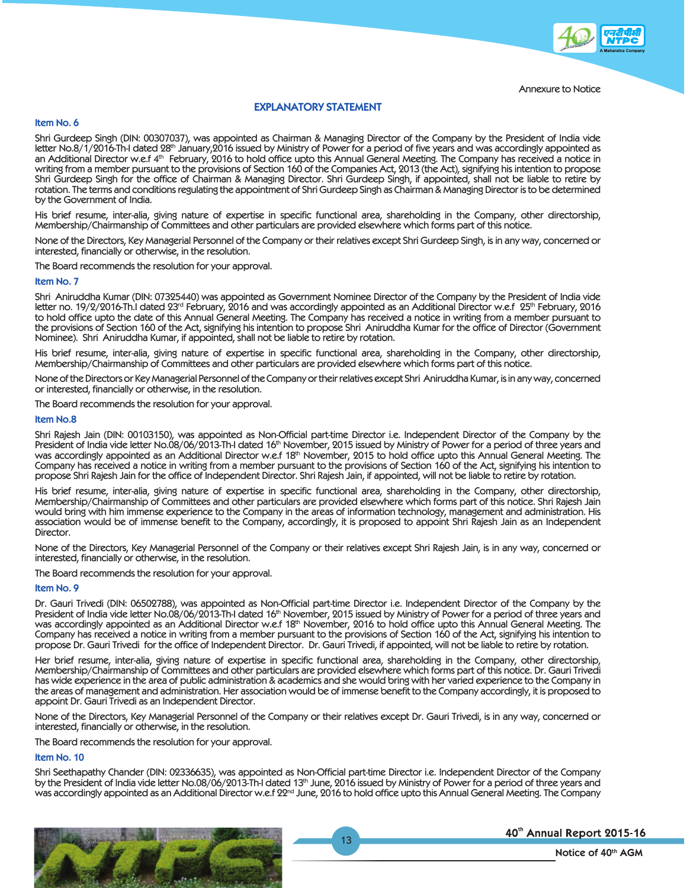Annexure to Notice

## EXPLANATORY STATEMENT

### Item No. 6

Shri Gurdeep Singh (DIN: 00307037), was appointed as Chairman & Managing Director of the Company by the President of India vide letter No.8/1/2016-Th-I dated 28th January,2016 issued by Ministry of Power for a period of five years and was accordingly appointed as an Additional Director w.e.f 4th February, 2016 to hold office upto this Annual General Meeting. The Company has received a notice in writing from a member pursuant to the provisions of Section 160 of the Companies Act, 2013 (the Act), signifying his intention to propose Shri Gurdeep Singh for the office of Chairman & Managing Director. Shri Gurdeep Singh, if appointed, shall not be liable to retire by rotation. The terms and conditions regulating the appointment of Shri Gurdeep Singh as Chairman & Managing Director is to be determined by the Government of India.

His brief resume, inter-alia, giving nature of expertise in specific functional area, shareholding in the Company, other directorship, Membership/Chairmanship of Committees and other particulars are provided elsewhere which forms part of this notice.

None of the Directors, Key Managerial Personnel of the Company or their relatives except Shri Gurdeep Singh, is in any way, concerned or interested, financially or otherwise, in the resolution.

The Board recommends the resolution for your approval.

### Item No. 7

Shri Aniruddha Kumar (DIN: 07325440) was appointed as Government Nominee Director of the Company by the President of India vide letter no. 19/2/2016-Th.I dated 23rd February, 2016 and was accordingly appointed as an Additional Director w.e.f 25th February, 2016 to hold office upto the date of this Annual General Meeting. The Company has received a notice in writing from a member pursuant to the provisions of Section 160 of the Act, signifying his intention to propose Shri Aniruddha Kumar for the office of Director (Government Nominee). Shri Aniruddha Kumar, if appointed, shall not be liable to retire by rotation.

His brief resume, inter-alia, giving nature of expertise in specific functional area, shareholding in the Company, other directorship, Membership/Chairmanship of Committees and other particulars are provided elsewhere which forms part of this notice.

None of the Directors or Key Managerial Personnel of the Company or their relatives except Shri Aniruddha Kumar, is in any way, concerned or interested, financially or otherwise, in the resolution.

The Board recommends the resolution for your approval.

### Item No.8

Shri Rajesh Jain (DIN: 00103150), was appointed as Non-Official part-time Director i.e. Independent Director of the Company by the President of India vide letter No.08/06/2013-Th-I dated 16th November, 2015 issued by Ministry of Power for a period of three years and was accordingly appointed as an Additional Director w.e.f 18th November, 2015 to hold office upto this Annual General Meeting. The Company has received a notice in writing from a member pursuant to the provisions of Section 160 of the Act, signifying his intention to propose Shri Rajesh Jain for the office of Independent Director. Shri Rajesh Jain, if appointed, will not be liable to retire by rotation.

His brief resume, inter-alia, giving nature of expertise in specific functional area, shareholding in the Company, other directorship, Membership/Chairmanship of Committees and other particulars are provided elsewhere which forms part of this notice. Shri Rajesh Jain would bring with him immense experience to the Company in the areas of information technology, management and administration. His association would be of immense benefit to the Company, accordingly, it is proposed to appoint Shri Rajesh Jain as an Independent Director.

None of the Directors, Key Managerial Personnel of the Company or their relatives except Shri Rajesh Jain, is in any way, concerned or interested, financially or otherwise, in the resolution.

The Board recommends the resolution for your approval.

### Item No. 9

Dr. Gauri Trivedi (DIN: 06502788), was appointed as Non-Official part-time Director i.e. Independent Director of the Company by the President of India vide letter No.08/06/2013-Th-I dated 16th November, 2015 issued by Ministry of Power for a period of three years and was accordingly appointed as an Additional Director w.e.f 18th November, 2016 to hold office upto this Annual General Meeting. The Company has received a notice in writing from a member pursuant to the provisions of Section 160 of the Act, signifying his intention to propose Dr. Gauri Trivedi for the office of Independent Director. Dr. Gauri Trivedi, if appointed, will not be liable to retire by rotation.

Her brief resume, inter-alia, giving nature of expertise in specific functional area, shareholding in the Company, other directorship, Membership/Chairmanship of Committees and other particulars are provided elsewhere which forms part of this notice. Dr. Gauri Trivedi has wide experience in the area of public administration & academics and she would bring with her varied experience to the Company in the areas of management and administration. Her association would be of immense benefit to the Company accordingly, it is proposed to appoint Dr. Gauri Trivedi as an Independent Director.

None of the Directors, Key Managerial Personnel of the Company or their relatives except Dr. Gauri Trivedi, is in any way, concerned or interested, financially or otherwise, in the resolution.

The Board recommends the resolution for your approval.

### Item No. 10

Shri Seethapathy Chander (DIN: 02336635), was appointed as Non-Official part-time Director i.e. Independent Director of the Company by the President of India vide letter No.08/06/2013-Th-I dated 13th June, 2016 issued by Ministry of Power for a period of three years and was accordingly appointed as an Additional Director w.e.f 22nd June, 2016 to hold office upto this Annual General Meeting. The Company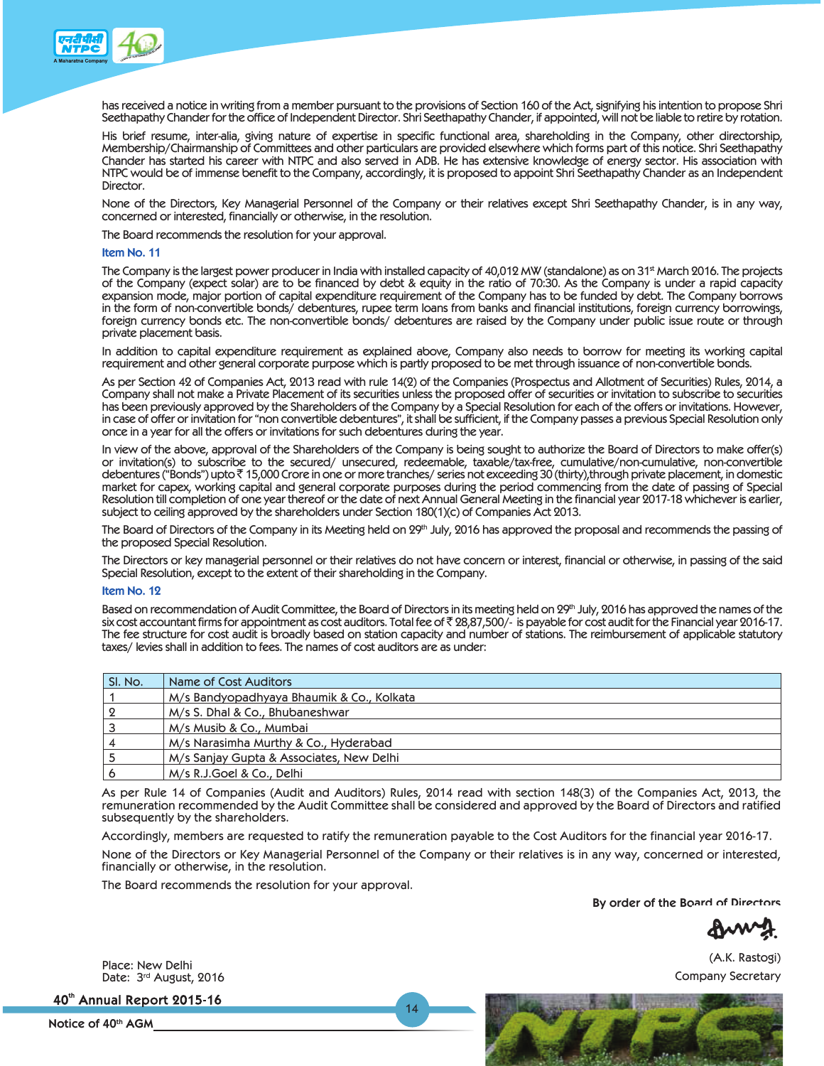has received a notice in writing from a member pursuant to the provisions of Section 160 of the Act, signifying his intention to propose Shri Seethapathy Chander for the office of Independent Director. Shri Seethapathy Chander, if appointed, will not be liable to retire by rotation.

His brief resume, inter-alia, giving nature of expertise in specific functional area, shareholding in the Company, other directorship, Membership/Chairmanship of Committees and other particulars are provided elsewhere which forms part of this notice. Shri Seethapathy Chander has started his career with NTPC and also served in ADB. He has extensive knowledge of energy sector. His association with NTPC would be of immense benefit to the Company, accordingly, it is proposed to appoint Shri Seethapathy Chander as an Independent Director.

None of the Directors, Key Managerial Personnel of the Company or their relatives except Shri Seethapathy Chander, is in any way, concerned or interested, financially or otherwise, in the resolution.

The Board recommends the resolution for your approval.

### Item No. 11

The Company is the largest power producer in India with installed capacity of 40,012 MW (standalone) as on 31st March 2016. The projects of the Company (expect solar) are to be financed by debt & equity in the ratio of 70:30. As the Company is under a rapid capacity expansion mode, major portion of capital expenditure requirement of the Company has to be funded by debt. The Company borrows in the form of non-convertible bonds/ debentures, rupee term loans from banks and financial institutions, foreign currency borrowings, foreign currency bonds etc. The non-convertible bonds/ debentures are raised by the Company under public issue route or through private placement basis.

In addition to capital expenditure requirement as explained above, Company also needs to borrow for meeting its working capital requirement and other general corporate purpose which is partly proposed to be met through issuance of non-convertible bonds.

As per Section 42 of Companies Act, 2013 read with rule 14(2) of the Companies (Prospectus and Allotment of Securities) Rules, 2014, a Company shall not make a Private Placement of its securities unless the proposed offer of securities or invitation to subscribe to securities has been previously approved by the Shareholders of the Company by a Special Resolution for each of the offers or invitations. However, in case of offer or invitation for "non convertible debentures", it shall be sufficient, if the Company passes a previous Special Resolution only once in a year for all the offers or invitations for such debentures during the year.

In view of the above, approval of the Shareholders of the Company is being sought to authorize the Board of Directors to make offer(s) or invitation(s) to subscribe to the secured/ unsecured, redeemable, taxable/tax-free, cumulative/non-cumulative, non-convertible debentures ("Bonds") upto ₹ 15,000 Crore in one or more tranches/ series not exceeding 30 (thirty),through private placement, in domestic market for capex, working capital and general corporate purposes during the period commencing from the date of passing of Special Resolution till completion of one year thereof or the date of next Annual General Meeting in the financial year 2017-18 whichever is earlier, subject to ceiling approved by the shareholders under Section 180(1)(c) of Companies Act 2013.

The Board of Directors of the Company in its Meeting held on 29th July, 2016 has approved the proposal and recommends the passing of the proposed Special Resolution.

The Directors or key managerial personnel or their relatives do not have concern or interest, financial or otherwise, in passing of the said Special Resolution, except to the extent of their shareholding in the Company.

### Item No. 12

Based on recommendation of Audit Committee, the Board of Directors in its meeting held on 29th July, 2016 has approved the names of the six cost accountant firms for appointment as cost auditors. Total fee of ₹ 28,87,500/- is payable for cost audit for the Financial year 2016-17. The fee structure for cost audit is broadly based on station capacity and number of stations. The reimbursement of applicable statutory taxes/ levies shall in addition to fees. The names of cost auditors are as under:

| Sl. No. | Name of Cost Auditors |
|---|---|
| 1 | M/s Bandyopadhyaya Bhaumik & Co., Kolkata |
| 2 | M/s S. Dhal & Co., Bhubaneshwar |
| 3 | M/s Musib & Co., Mumbai |
| 4 | M/s Narasimha Murthy & Co., Hyderabad |
| 5 | M/s Sanjay Gupta & Associates, New Delhi |
| 6 | M/s R.J.Goel & Co., Delhi |

As per Rule 14 of Companies (Audit and Auditors) Rules, 2014 read with section 148(3) of the Companies Act, 2013, the remuneration recommended by the Audit Committee shall be considered and approved by the Board of Directors and ratified subsequently by the shareholders.

Accordingly, members are requested to ratify the remuneration payable to the Cost Auditors for the financial year 2016-17.

None of the Directors or Key Managerial Personnel of the Company or their relatives is in any way, concerned or interested, financially or otherwise, in the resolution.

The Board recommends the resolution for your approval.

By order of the Board of Directors

(A.K. Rastogi)
Company Secretary

Place: New Delhi
Date: 3rd August, 2016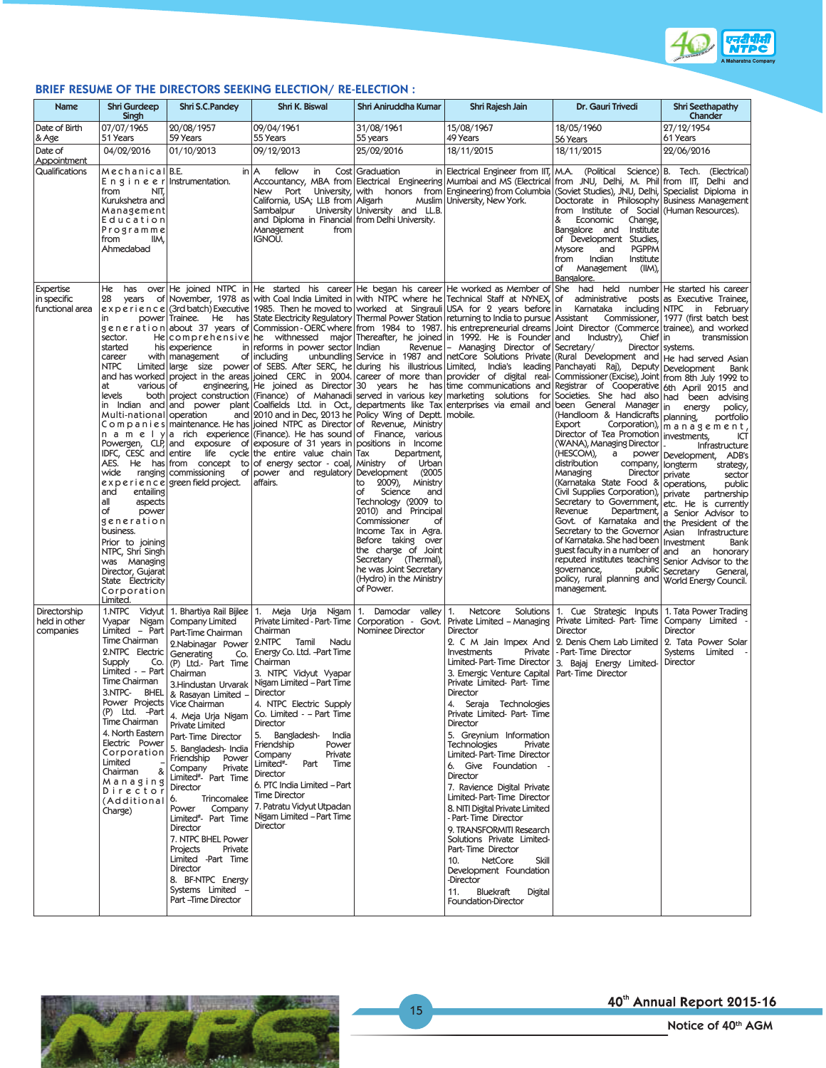## BRIEF RESUME OF THE DIRECTORS SEEKING ELECTION/ RE-ELECTION :

| Name | Shri Gurdeep Singh | Shri S.C.Pandey | Shri K. Biswal | Shri Aniruddha Kumar | Shri Rajesh Jain | Dr. Gauri Trivedi | Shri Seethapathy Chander |
|---|---|---|---|---|---|---|---|
| Date of Birth & Age | 07/07/1965 51 Years | 20/08/1957 59 Years | 09/04/1961 55 Years | 31/08/1961 55 years | 15/08/1967 49 Years | 18/05/1960 56 Years | 27/12/1954 61 Years |
| Date of Appointment | 04/02/2016 | 01/10/2013 | 09/12/2013 | 25/02/2016 | 18/11/2015 | 18/11/2015 | 22/06/2016 |
| Qualifications | Mechanical Engineer from NIT, Kurukshetra and Management Education Programme from IIM, Ahmedabad | B.E. in Instrumentation. | A fellow in Cost Accountancy, MBA from New Port University, California, USA; LLB from Sambalpur University and Diploma in Financial Management from IGNOU. | Graduation in Electrical Engineering with honors from Aligarh Muslim University and LL.B. from Delhi University. | Electrical Engineer from IIT, Mumbai and MS (Electrical Engineering) from Columbia University, New York. | M.A. (Political Science) from JNU, Delhi, M. Phil (Soviet Studies), JNU, Delhi, Doctorate in Philosophy from Institute of Social & Economic Change, Bangalore and Institute of Development Studies, Mysore and PGPPM from Indian Institute of Management (IIM), Bangalore. | B. Tech. (Electrical) from IIT, Delhi and Specialist Diploma in Business Management (Human Resources). |
| Expertise in specific functional area | He has over 28 years of experience in power generation sector. He started his career with NTPC Limited and has worked at various levels both in Indian and Multi-national Companies namely Powergen, CLP, IDFC, CESC and AES. He has wide ranging experience and entailing all aspects of power generation business. Prior to joining NTPC, Shri Singh was Managing Director, Gujarat State Electricity Corporation Limited. | He joined NTPC in November, 1978 as (3rd batch) Executive Trainee. He has about 37 years of comprehensive experience in management of large size power project in the areas of engineering, project construction and power plant operation and maintenance. He has a rich experience and exposure of entire life cycle from concept to commissioning of green field project. | He started his career with Coal India Limited in 1985. Then he moved to State Electricity Regulatory Commission - OERC where he witnessed major reforms in power sector including unbundling of SEBS. After SERC, he joined CERC in 2004. He joined as Director (Finance) of Mahanadi Coalfields Ltd. in Oct., 2010 and in Dec, 2013 he joined NTPC as Director (Finance). He has sound exposure of 31 years in the entire value chain of energy sector - coal, power and regulatory affairs. | He began his career with NTPC where he worked at Singrauli Thermal Power Station from 1984 to 1987. Thereafter, he joined Indian Revenue Service in 1987 and during his illustrious career of more than 30 years he has served in various key departments like Tax Policy Wing of Deptt. of Revenue, Ministry of Finance, various positions in Income Tax Department, Ministry of Urban Development (2005 to 2009), Ministry of Science and Technology (2009 to 2010) and Principal Commissioner of Income Tax in Agra. Before taking over the charge of Joint Secretary (Thermal), he was Joint Secretary (Hydro) in the Ministry of Power. | He worked as Member of Technical Staff at NYNEX, USA for 2 years before returning to India to pursue his entrepreneurial dreams in 1992. He is Founder – Managing Director of netCore Solutions Private Limited, India's leading provider of digital real-time communications and marketing solutions for enterprises via email and mobile. | She had held number of administrative posts in Karnataka including Assistant Commissioner, Joint Director (Commerce and Industry), Chief Secretary/ Director (Rural Development and Panchayati Raj), Deputy Commissioner (Excise), Joint Registrar of Cooperative Societies. She had also been General Manager (Handloom & Handicrafts Export Corporation), Director of Tea Promotion (WANA), Managing Director (HESCOM), a power distribution company, Managing Director (Karnataka State Food & Civil Supplies Corporation), Secretary to Government, Revenue Department, Govt. of Karnataka and Secretary to the Governor of Karnataka. She had been guest faculty in a number of reputed institutes teaching governance, public policy, rural planning and management. | He started his career as Executive Trainee, NTPC in February 1977 (first batch best trainee), and worked in transmission systems. He had served Asian Development Bank from 8th July 1992 to 6th April 2015 and had been advising in energy policy, planning, portfolio management, investments, ICT Development, ADB's longterm strategy, private sector operations, public private partnership etc. He is currently a Senior Advisor to the President of the Asian Infrastructure Investment Bank and an honorary Senior Advisor to the Secretary General, World Energy Council. |
| Directorship held in other companies | 1.NTPC Vidyut Vyapar Nigam Limited – Part Time Chairman<br>2.NTPC Electric Supply Co. Limited - – Part Time Chairman<br>3.NTPC- BHEL Power Projects (P) Ltd. -Part Time Chairman<br>4. North Eastern Electric Power Corporation Limited – Chairman & Managing Director (Additional Charge) | 1. Bhartiya Rail Bijlee Company Limited Part-Time Chairman<br>2.Nabinagar Power Generating Co. (P) Ltd.- Part Time Chairman<br>3.Hindustan Urvarak & Rasayan Limited – Vice Chairman<br>4. Meja Urja Nigam Private Limited Part- Time Director<br>5. Bangladesh- India Friendship Power Company Private Limited#- Part Time Director<br>6. Trincomalee Power Company Limited#- Part Time Director<br>7. NTPC BHEL Power Projects Private Limited -Part Time Director<br>8. BF-NTPC Energy Systems Limited – Part -Time Director | 1. Meja Urja Nigam Private Limited - Part- Time Chairman<br>2.NTPC Tamil Nadu Energy Co. Ltd. -Part Time Chairman<br>3. NTPC Vidyut Vyapar Nigam Limited – Part Time Director<br>4. NTPC Electric Supply Co. Limited - – Part Time Director<br>5. Bangladesh- India Friendship Power Company Private Limited#- Part Time Director<br>6. PTC India Limited – Part Time Director<br>7. Patratu Vidyut Utpadan Nigam Limited – Part Time Director | 1. Damodar valley Corporation - Govt. Nominee Director | 1. Netcore Solutions Private Limited – Managing Director<br>2. C M Jain Impex And Investments Private Limited- Part- Time Director<br>3. Emergic Venture Capital Private Limited- Part- Time Director<br>4. Seraja Technologies Private Limited- Part- Time Director<br>5. Greynium Information Technologies Private Limited- Part- Time Director<br>6. Give Foundation - Director<br>7. Ravience Digital Private Limited- Part- Time Director<br>8. NITI Digital Private Limited - Part- Time Director<br>9. TRANSFORMITI Research Solutions Private Limited- Part- Time Director<br>10. NetCore Skill Development Foundation -Director<br>11. Bluekraft Digital Foundation-Director | 1. Cue Strategic Inputs Private Limited- Part- Time Director<br>2. Denis Chem Lab Limited - Part- Time Director<br>3. Bajaj Energy Limited- Part- Time Director | 1. Tata Power Trading Company Limited - Director<br>2. Tata Power Solar Systems Limited - Director |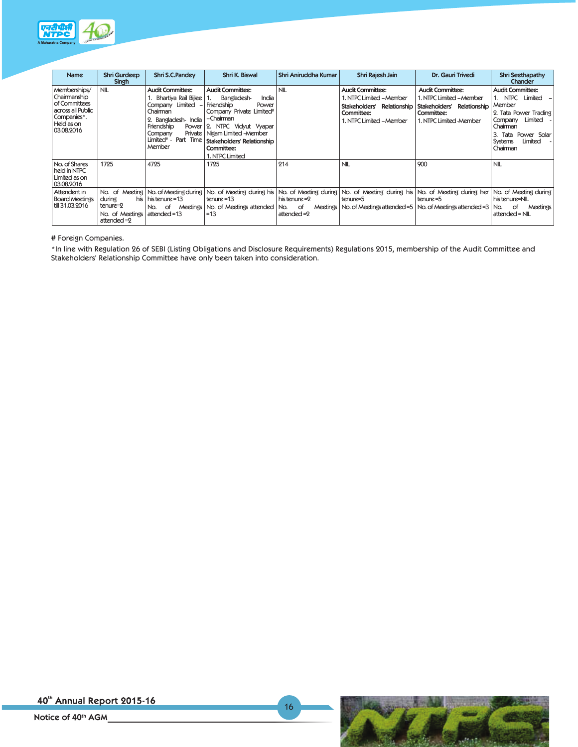| Name | Shri Gurdeep Singh | Shri S.C.Pandey | Shri K. Biswal | Shri Aniruddha Kumar | Shri Rajesh Jain | Dr. Gauri Trivedi | Shri Seethapathy Chander |
|---|---|---|---|---|---|---|---|
| Memberships/ Chairmanship of Committees across all Public Companies*. Held as on 03.08.2016 | NIL | **Audit Committee:** 1. Bhartiya Rail Bijlee Company Limited – Chairman 2. Bangladesh- India Friendship Power Company Private Limited# - Part Time Member | **Audit Committee:** 1. Bangladesh- India Friendship Power Company Private Limited# –Chairman 2. NTPC Vidyut Vyapar Nigam Limited -Member **Stakeholders' Relationship Committee:** 1. NTPC Limited | NIL | **Audit Committee:** 1. NTPC Limited –Member **Stakeholders' Relationship Committee:** 1. NTPC Limited –Member | **Audit Committee:** 1. NTPC Limited –Member **Stakeholders' Relationship Committee:** 1. NTPC Limited -Member | **Audit Committee:** 1. NTPC Limited – Member 2. Tata Power Trading Company Limited - Chairman 3. Tata Power Solar Systems Limited - Chairman |
| No. of Shares held in NTPC Limited as on 03.08.2016 | 1725 | 4725 | 1725 | 214 | NIL | 900 | NIL |
| Attendent in Board Meetings till 31.03.2016 | No. of Meeting during his tenure=2 No. of Meetings attended =2 | No. of Meeting during his tenure =13 No. of Meetings attended =13 | No. of Meeting during his tenure =13 No. of Meetings attended =13 | No. of Meeting during his tenure =2 No. of Meetings attended =2 | No. of Meeting during his tenure=5 No. of Meetings attended =5 | No. of Meeting during her tenure =5 No. of Meetings attended =3 | No. of Meeting during his tenure=NIL No. of Meetings attended = NIL |

# Foreign Companies.

*In line with Regulation 26 of SEBI (Listing Obligations and Disclosure Requirements) Regulations 2015, membership of the Audit Committee and Stakeholders' Relationship Committee have only been taken into consideration.